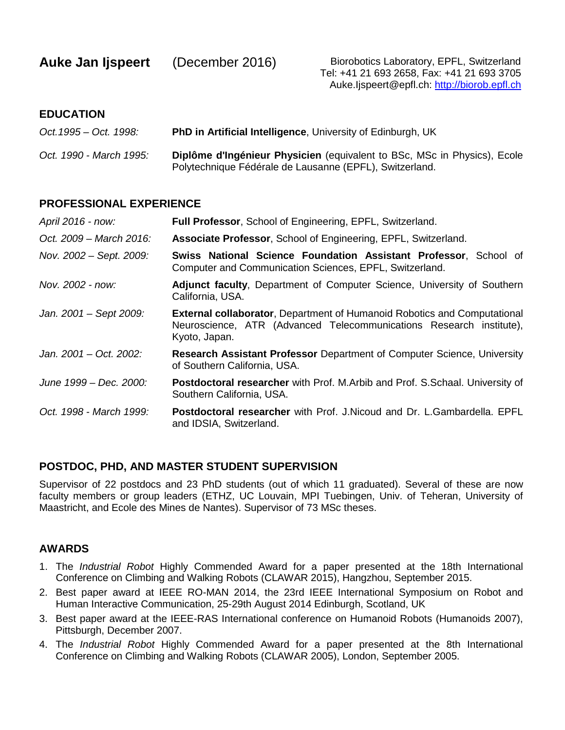# Auke Jan Ijspeert (December 2016)

Biorobotics Laboratory, EPFL, Switzerland
Tel: +41 21 693 2658, Fax: +41 21 693 3705
Auke.Ijspeert@epfl.ch: http://biorob.epfl.ch

## EDUCATION

*Oct.1995 – Oct. 1998:* **PhD in Artificial Intelligence**, University of Edinburgh, UK

*Oct. 1990 - March 1995:* **Diplôme d'Ingénieur Physicien** (equivalent to BSc, MSc in Physics), Ecole Polytechnique Fédérale de Lausanne (EPFL), Switzerland.

## PROFESSIONAL EXPERIENCE

*April 2016 - now:* **Full Professor**, School of Engineering, EPFL, Switzerland.

*Oct. 2009 – March 2016:* **Associate Professor**, School of Engineering, EPFL, Switzerland.

*Nov. 2002 – Sept. 2009:* **Swiss National Science Foundation Assistant Professor**, School of Computer and Communication Sciences, EPFL, Switzerland.

*Nov. 2002 - now:* **Adjunct faculty**, Department of Computer Science, University of Southern California, USA.

*Jan. 2001 – Sept 2009:* **External collaborator**, Department of Humanoid Robotics and Computational Neuroscience, ATR (Advanced Telecommunications Research institute), Kyoto, Japan.

*Jan. 2001 – Oct. 2002:* **Research Assistant Professor** Department of Computer Science, University of Southern California, USA.

*June 1999 – Dec. 2000:* **Postdoctoral researcher** with Prof. M.Arbib and Prof. S.Schaal. University of Southern California, USA.

*Oct. 1998 - March 1999:* **Postdoctoral researcher** with Prof. J.Nicoud and Dr. L.Gambardella. EPFL and IDSIA, Switzerland.

## POSTDOC, PHD, AND MASTER STUDENT SUPERVISION

Supervisor of 22 postdocs and 23 PhD students (out of which 11 graduated). Several of these are now faculty members or group leaders (ETHZ, UC Louvain, MPI Tuebingen, Univ. of Teheran, University of Maastricht, and Ecole des Mines de Nantes). Supervisor of 73 MSc theses.

## AWARDS

1. The *Industrial Robot* Highly Commended Award for a paper presented at the 18th International Conference on Climbing and Walking Robots (CLAWAR 2015), Hangzhou, September 2015.
2. Best paper award at IEEE RO-MAN 2014, the 23rd IEEE International Symposium on Robot and Human Interactive Communication, 25-29th August 2014 Edinburgh, Scotland, UK
3. Best paper award at the IEEE-RAS International conference on Humanoid Robots (Humanoids 2007), Pittsburgh, December 2007.
4. The *Industrial Robot* Highly Commended Award for a paper presented at the 8th International Conference on Climbing and Walking Robots (CLAWAR 2005), London, September 2005.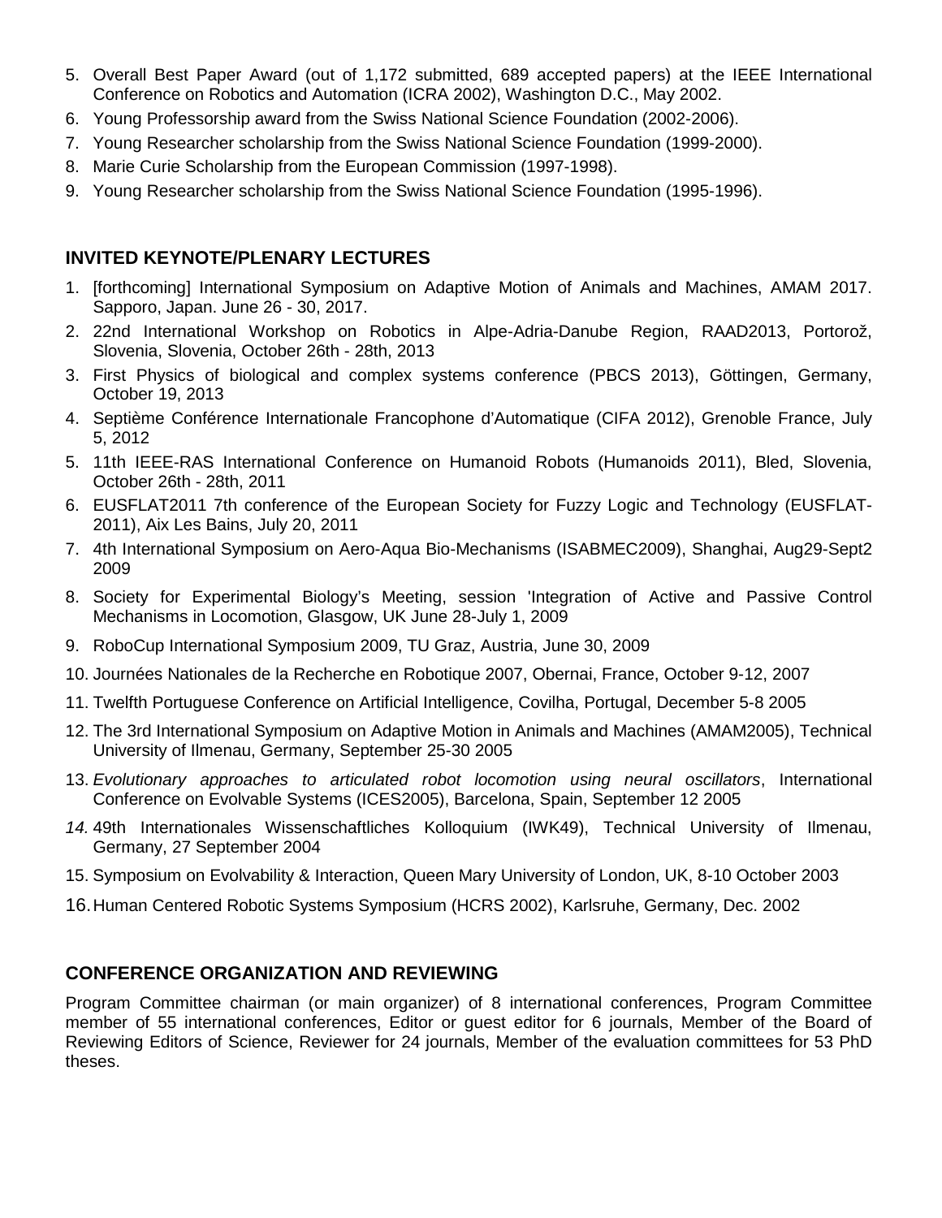5. Overall Best Paper Award (out of 1,172 submitted, 689 accepted papers) at the IEEE International Conference on Robotics and Automation (ICRA 2002), Washington D.C., May 2002.
6. Young Professorship award from the Swiss National Science Foundation (2002-2006).
7. Young Researcher scholarship from the Swiss National Science Foundation (1999-2000).
8. Marie Curie Scholarship from the European Commission (1997-1998).
9. Young Researcher scholarship from the Swiss National Science Foundation (1995-1996).

## INVITED KEYNOTE/PLENARY LECTURES

1. [forthcoming] International Symposium on Adaptive Motion of Animals and Machines, AMAM 2017. Sapporo, Japan. June 26 - 30, 2017.
2. 22nd International Workshop on Robotics in Alpe-Adria-Danube Region, RAAD2013, Portorož, Slovenia, Slovenia, October 26th - 28th, 2013
3. First Physics of biological and complex systems conference (PBCS 2013), Göttingen, Germany, October 19, 2013
4. Septième Conférence Internationale Francophone d'Automatique (CIFA 2012), Grenoble France, July 5, 2012
5. 11th IEEE-RAS International Conference on Humanoid Robots (Humanoids 2011), Bled, Slovenia, October 26th - 28th, 2011
6. EUSFLAT2011 7th conference of the European Society for Fuzzy Logic and Technology (EUSFLAT-2011), Aix Les Bains, July 20, 2011
7. 4th International Symposium on Aero-Aqua Bio-Mechanisms (ISABMEC2009), Shanghai, Aug29-Sept2 2009
8. Society for Experimental Biology's Meeting, session 'Integration of Active and Passive Control Mechanisms in Locomotion, Glasgow, UK June 28-July 1, 2009
9. RoboCup International Symposium 2009, TU Graz, Austria, June 30, 2009
10. Journées Nationales de la Recherche en Robotique 2007, Obernai, France, October 9-12, 2007
11. Twelfth Portuguese Conference on Artificial Intelligence, Covilha, Portugal, December 5-8 2005
12. The 3rd International Symposium on Adaptive Motion in Animals and Machines (AMAM2005), Technical University of Ilmenau, Germany, September 25-30 2005
13. *Evolutionary approaches to articulated robot locomotion using neural oscillators*, International Conference on Evolvable Systems (ICES2005), Barcelona, Spain, September 12 2005
14. 49th Internationales Wissenschaftliches Kolloquium (IWK49), Technical University of Ilmenau, Germany, 27 September 2004
15. Symposium on Evolvability & Interaction, Queen Mary University of London, UK, 8-10 October 2003
16. Human Centered Robotic Systems Symposium (HCRS 2002), Karlsruhe, Germany, Dec. 2002

## CONFERENCE ORGANIZATION AND REVIEWING

Program Committee chairman (or main organizer) of 8 international conferences, Program Committee member of 55 international conferences, Editor or guest editor for 6 journals, Member of the Board of Reviewing Editors of Science, Reviewer for 24 journals, Member of the evaluation committees for 53 PhD theses.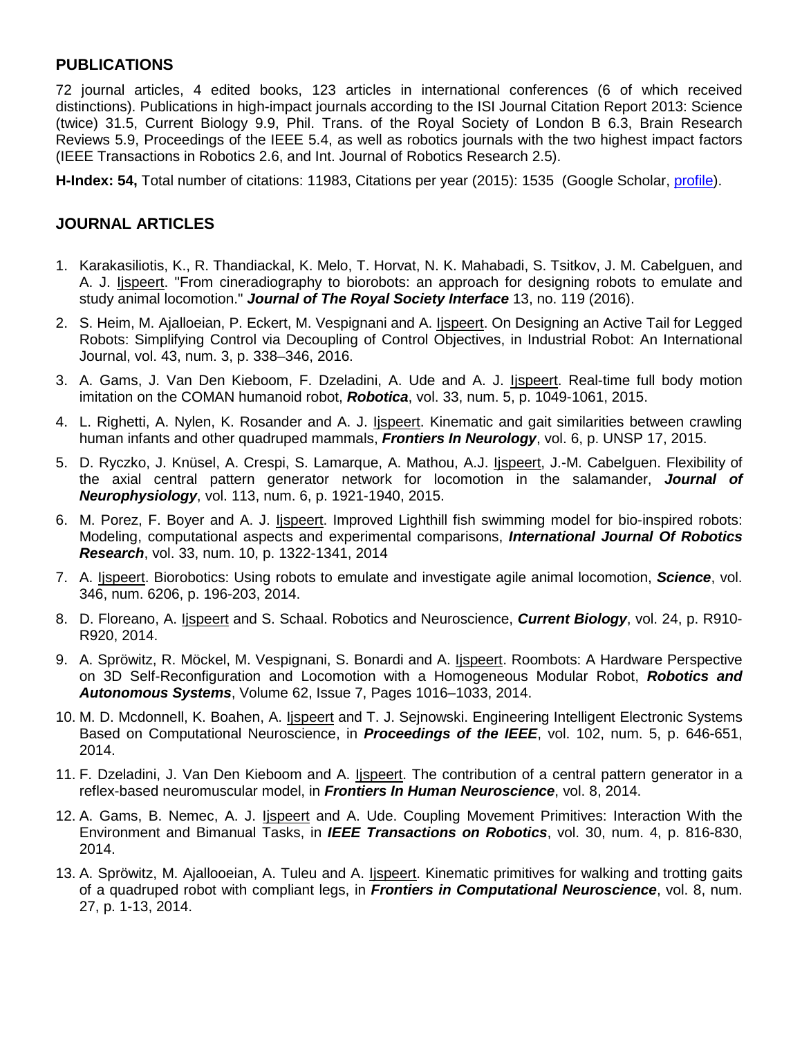## PUBLICATIONS

72 journal articles, 4 edited books, 123 articles in international conferences (6 of which received distinctions). Publications in high-impact journals according to the ISI Journal Citation Report 2013: Science (twice) 31.5, Current Biology 9.9, Phil. Trans. of the Royal Society of London B 6.3, Brain Research Reviews 5.9, Proceedings of the IEEE 5.4, as well as robotics journals with the two highest impact factors (IEEE Transactions in Robotics 2.6, and Int. Journal of Robotics Research 2.5).

**H-Index: 54,** Total number of citations: 11983, Citations per year (2015): 1535 (Google Scholar, profile).

## JOURNAL ARTICLES

1. Karakasiliotis, K., R. Thandiackal, K. Melo, T. Horvat, N. K. Mahabadi, S. Tsitkov, J. M. Cabelguen, and A. J. Ijspeert. "From cineradiography to biorobots: an approach for designing robots to emulate and study animal locomotion." ***Journal of The Royal Society Interface*** 13, no. 119 (2016).
2. S. Heim, M. Ajalloeian, P. Eckert, M. Vespignani and A. Ijspeert. On Designing an Active Tail for Legged Robots: Simplifying Control via Decoupling of Control Objectives, in Industrial Robot: An International Journal, vol. 43, num. 3, p. 338–346, 2016.
3. A. Gams, J. Van Den Kieboom, F. Dzeladini, A. Ude and A. J. Ijspeert. Real-time full body motion imitation on the COMAN humanoid robot, ***Robotica***, vol. 33, num. 5, p. 1049-1061, 2015.
4. L. Righetti, A. Nylen, K. Rosander and A. J. Ijspeert. Kinematic and gait similarities between crawling human infants and other quadruped mammals, ***Frontiers In Neurology***, vol. 6, p. UNSP 17, 2015.
5. D. Ryczko, J. Knüsel, A. Crespi, S. Lamarque, A. Mathou, A.J. Ijspeert, J.-M. Cabelguen. Flexibility of the axial central pattern generator network for locomotion in the salamander, ***Journal of Neurophysiology***, vol. 113, num. 6, p. 1921-1940, 2015.
6. M. Porez, F. Boyer and A. J. Ijspeert. Improved Lighthill fish swimming model for bio-inspired robots: Modeling, computational aspects and experimental comparisons, ***International Journal Of Robotics Research***, vol. 33, num. 10, p. 1322-1341, 2014
7. A. Ijspeert. Biorobotics: Using robots to emulate and investigate agile animal locomotion, ***Science***, vol. 346, num. 6206, p. 196-203, 2014.
8. D. Floreano, A. Ijspeert and S. Schaal. Robotics and Neuroscience, ***Current Biology***, vol. 24, p. R910-R920, 2014.
9. A. Spröwitz, R. Möckel, M. Vespignani, S. Bonardi and A. Ijspeert. Roombots: A Hardware Perspective on 3D Self-Reconfiguration and Locomotion with a Homogeneous Modular Robot, ***Robotics and Autonomous Systems***, Volume 62, Issue 7, Pages 1016–1033, 2014.
10. M. D. Mcdonnell, K. Boahen, A. Ijspeert and T. J. Sejnowski. Engineering Intelligent Electronic Systems Based on Computational Neuroscience, in ***Proceedings of the IEEE***, vol. 102, num. 5, p. 646-651, 2014.
11. F. Dzeladini, J. Van Den Kieboom and A. Ijspeert. The contribution of a central pattern generator in a reflex-based neuromuscular model, in ***Frontiers In Human Neuroscience***, vol. 8, 2014.
12. A. Gams, B. Nemec, A. J. Ijspeert and A. Ude. Coupling Movement Primitives: Interaction With the Environment and Bimanual Tasks, in ***IEEE Transactions on Robotics***, vol. 30, num. 4, p. 816-830, 2014.
13. A. Spröwitz, M. Ajallooeian, A. Tuleu and A. Ijspeert. Kinematic primitives for walking and trotting gaits of a quadruped robot with compliant legs, in ***Frontiers in Computational Neuroscience***, vol. 8, num. 27, p. 1-13, 2014.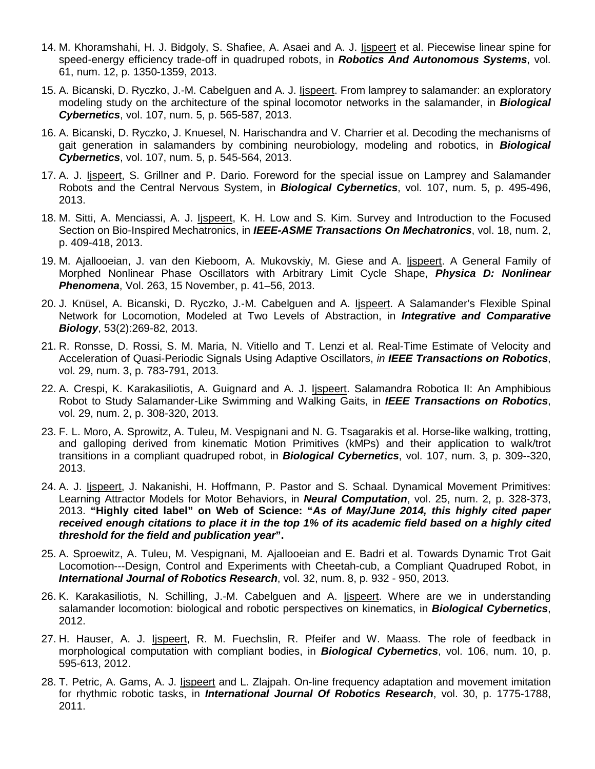14. M. Khoramshahi, H. J. Bidgoly, S. Shafiee, A. Asaei and A. J. Ijspeert et al. Piecewise linear spine for speed-energy efficiency trade-off in quadruped robots, in ***Robotics And Autonomous Systems***, vol. 61, num. 12, p. 1350-1359, 2013.
15. A. Bicanski, D. Ryczko, J.-M. Cabelguen and A. J. Ijspeert. From lamprey to salamander: an exploratory modeling study on the architecture of the spinal locomotor networks in the salamander, in ***Biological Cybernetics***, vol. 107, num. 5, p. 565-587, 2013.
16. A. Bicanski, D. Ryczko, J. Knuesel, N. Harischandra and V. Charrier et al. Decoding the mechanisms of gait generation in salamanders by combining neurobiology, modeling and robotics, in ***Biological Cybernetics***, vol. 107, num. 5, p. 545-564, 2013.
17. A. J. Ijspeert, S. Grillner and P. Dario. Foreword for the special issue on Lamprey and Salamander Robots and the Central Nervous System, in ***Biological Cybernetics***, vol. 107, num. 5, p. 495-496, 2013.
18. M. Sitti, A. Menciassi, A. J. Ijspeert, K. H. Low and S. Kim. Survey and Introduction to the Focused Section on Bio-Inspired Mechatronics, in ***IEEE-ASME Transactions On Mechatronics***, vol. 18, num. 2, p. 409-418, 2013.
19. M. Ajallooeian, J. van den Kieboom, A. Mukovskiy, M. Giese and A. Ijspeert. A General Family of Morphed Nonlinear Phase Oscillators with Arbitrary Limit Cycle Shape, ***Physica D: Nonlinear Phenomena***, Vol. 263, 15 November, p. 41–56, 2013.
20. J. Knüsel, A. Bicanski, D. Ryczko, J.-M. Cabelguen and A. Ijspeert. A Salamander's Flexible Spinal Network for Locomotion, Modeled at Two Levels of Abstraction, in ***Integrative and Comparative Biology***, 53(2):269-82, 2013.
21. R. Ronsse, D. Rossi, S. M. Maria, N. Vitiello and T. Lenzi et al. Real-Time Estimate of Velocity and Acceleration of Quasi-Periodic Signals Using Adaptive Oscillators, *in* ***IEEE Transactions on Robotics***, vol. 29, num. 3, p. 783-791, 2013.
22. A. Crespi, K. Karakasiliotis, A. Guignard and A. J. Ijspeert. Salamandra Robotica II: An Amphibious Robot to Study Salamander-Like Swimming and Walking Gaits, in ***IEEE Transactions on Robotics***, vol. 29, num. 2, p. 308-320, 2013.
23. F. L. Moro, A. Sprowitz, A. Tuleu, M. Vespignani and N. G. Tsagarakis et al. Horse-like walking, trotting, and galloping derived from kinematic Motion Primitives (kMPs) and their application to walk/trot transitions in a compliant quadruped robot, in ***Biological Cybernetics***, vol. 107, num. 3, p. 309--320, 2013.
24. A. J. Ijspeert, J. Nakanishi, H. Hoffmann, P. Pastor and S. Schaal. Dynamical Movement Primitives: Learning Attractor Models for Motor Behaviors, in ***Neural Computation***, vol. 25, num. 2, p. 328-373, 2013. **"Highly cited label" on Web of Science: "*As of May/June 2014, this highly cited paper received enough citations to place it in the top 1% of its academic field based on a highly cited threshold for the field and publication year*".**
25. A. Sproewitz, A. Tuleu, M. Vespignani, M. Ajallooeian and E. Badri et al. Towards Dynamic Trot Gait Locomotion---Design, Control and Experiments with Cheetah-cub, a Compliant Quadruped Robot, in ***International Journal of Robotics Research***, vol. 32, num. 8, p. 932 - 950, 2013.
26. K. Karakasiliotis, N. Schilling, J.-M. Cabelguen and A. Ijspeert. Where are we in understanding salamander locomotion: biological and robotic perspectives on kinematics, in ***Biological Cybernetics***, 2012.
27. H. Hauser, A. J. Ijspeert, R. M. Fuechslin, R. Pfeifer and W. Maass. The role of feedback in morphological computation with compliant bodies, in ***Biological Cybernetics***, vol. 106, num. 10, p. 595-613, 2012.
28. T. Petric, A. Gams, A. J. Ijspeert and L. Zlajpah. On-line frequency adaptation and movement imitation for rhythmic robotic tasks, in ***International Journal Of Robotics Research***, vol. 30, p. 1775-1788, 2011.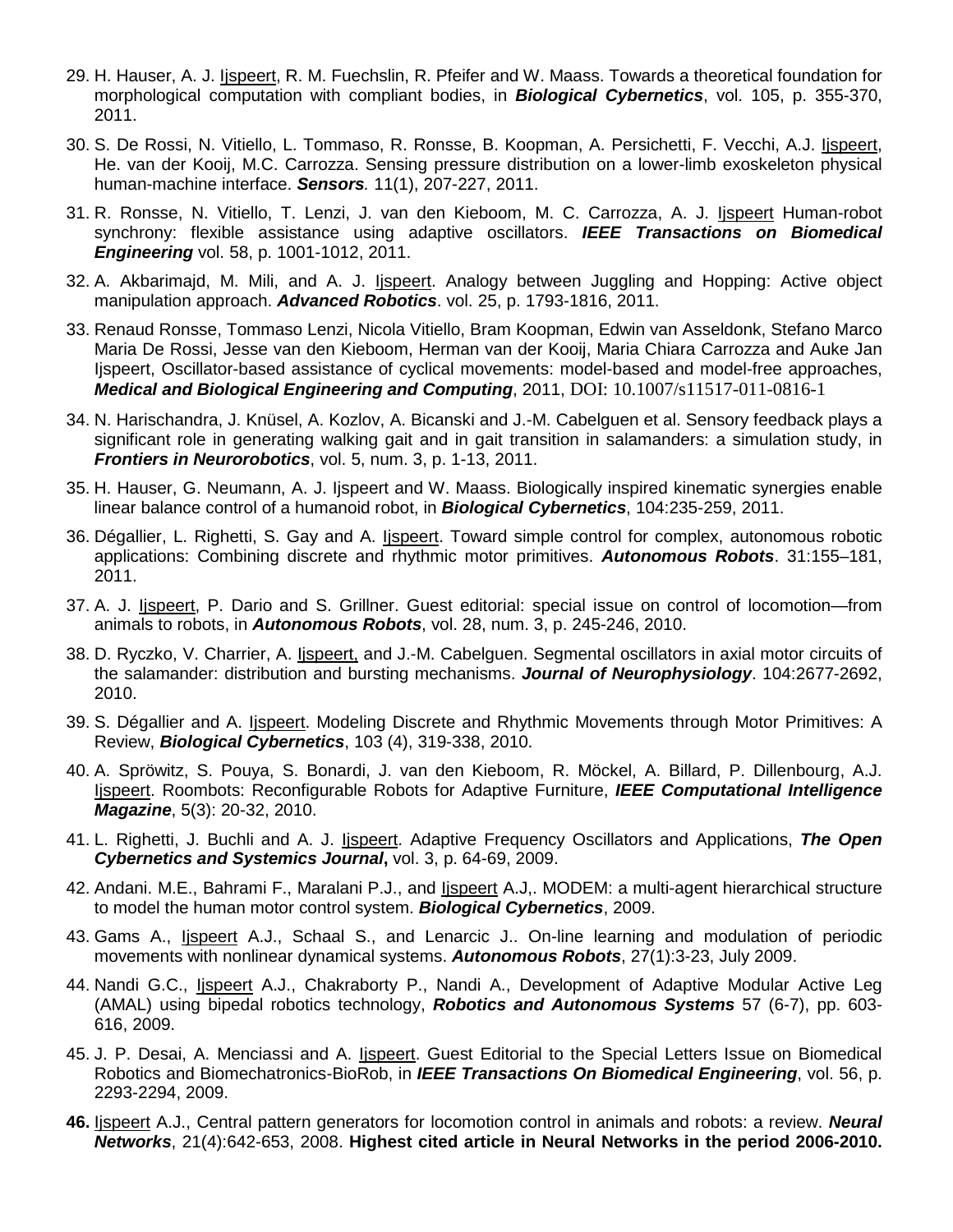29. H. Hauser, A. J. Ijspeert, R. M. Fuechslin, R. Pfeifer and W. Maass. Towards a theoretical foundation for morphological computation with compliant bodies, in ***Biological Cybernetics***, vol. 105, p. 355-370, 2011.

30. S. De Rossi, N. Vitiello, L. Tommaso, R. Ronsse, B. Koopman, A. Persichetti, F. Vecchi, A.J. Ijspeert, He. van der Kooij, M.C. Carrozza. Sensing pressure distribution on a lower-limb exoskeleton physical human-machine interface. ***Sensors***. 11(1), 207-227, 2011.

31. R. Ronsse, N. Vitiello, T. Lenzi, J. van den Kieboom, M. C. Carrozza, A. J. Ijspeert Human-robot synchrony: flexible assistance using adaptive oscillators. ***IEEE Transactions on Biomedical Engineering*** vol. 58, p. 1001-1012, 2011.

32. A. Akbarimajd, M. Mili, and A. J. Ijspeert. Analogy between Juggling and Hopping: Active object manipulation approach. ***Advanced Robotics***. vol. 25, p. 1793-1816, 2011.

33. Renaud Ronsse, Tommaso Lenzi, Nicola Vitiello, Bram Koopman, Edwin van Asseldonk, Stefano Marco Maria De Rossi, Jesse van den Kieboom, Herman van der Kooij, Maria Chiara Carrozza and Auke Jan Ijspeert, Oscillator-based assistance of cyclical movements: model-based and model-free approaches, ***Medical and Biological Engineering and Computing***, 2011, DOI: 10.1007/s11517-011-0816-1

34. N. Harischandra, J. Knüsel, A. Kozlov, A. Bicanski and J.-M. Cabelguen et al. Sensory feedback plays a significant role in generating walking gait and in gait transition in salamanders: a simulation study, in ***Frontiers in Neurorobotics***, vol. 5, num. 3, p. 1-13, 2011.

35. H. Hauser, G. Neumann, A. J. Ijspeert and W. Maass. Biologically inspired kinematic synergies enable linear balance control of a humanoid robot, in ***Biological Cybernetics***, 104:235-259, 2011.

36. Dégallier, L. Righetti, S. Gay and A. Ijspeert. Toward simple control for complex, autonomous robotic applications: Combining discrete and rhythmic motor primitives. ***Autonomous Robots***. 31:155–181, 2011.

37. A. J. Ijspeert, P. Dario and S. Grillner. Guest editorial: special issue on control of locomotion—from animals to robots, in ***Autonomous Robots***, vol. 28, num. 3, p. 245-246, 2010.

38. D. Ryczko, V. Charrier, A. Ijspeert, and J.-M. Cabelguen. Segmental oscillators in axial motor circuits of the salamander: distribution and bursting mechanisms. ***Journal of Neurophysiology***. 104:2677-2692, 2010.

39. S. Dégallier and A. Ijspeert. Modeling Discrete and Rhythmic Movements through Motor Primitives: A Review, ***Biological Cybernetics***, 103 (4), 319-338, 2010.

40. A. Spröwitz, S. Pouya, S. Bonardi, J. van den Kieboom, R. Möckel, A. Billard, P. Dillenbourg, A.J. Ijspeert. Roombots: Reconfigurable Robots for Adaptive Furniture, ***IEEE Computational Intelligence Magazine***, 5(3): 20-32, 2010.

41. L. Righetti, J. Buchli and A. J. Ijspeert. Adaptive Frequency Oscillators and Applications, ***The Open Cybernetics and Systemics Journal*****,** vol. 3, p. 64-69, 2009.

42. Andani. M.E., Bahrami F., Maralani P.J., and Ijspeert A.J,. MODEM: a multi-agent hierarchical structure to model the human motor control system. ***Biological Cybernetics***, 2009.

43. Gams A., Ijspeert A.J., Schaal S., and Lenarcic J.. On-line learning and modulation of periodic movements with nonlinear dynamical systems. ***Autonomous Robots***, 27(1):3-23, July 2009.

44. Nandi G.C., Ijspeert A.J., Chakraborty P., Nandi A., Development of Adaptive Modular Active Leg (AMAL) using bipedal robotics technology, ***Robotics and Autonomous Systems*** 57 (6-7), pp. 603-616, 2009.

45. J. P. Desai, A. Menciassi and A. Ijspeert. Guest Editorial to the Special Letters Issue on Biomedical Robotics and Biomechatronics-BioRob, in ***IEEE Transactions On Biomedical Engineering***, vol. 56, p. 2293-2294, 2009.

46. Ijspeert A.J., Central pattern generators for locomotion control in animals and robots: a review. ***Neural Networks***, 21(4):642-653, 2008. **Highest cited article in Neural Networks in the period 2006-2010.**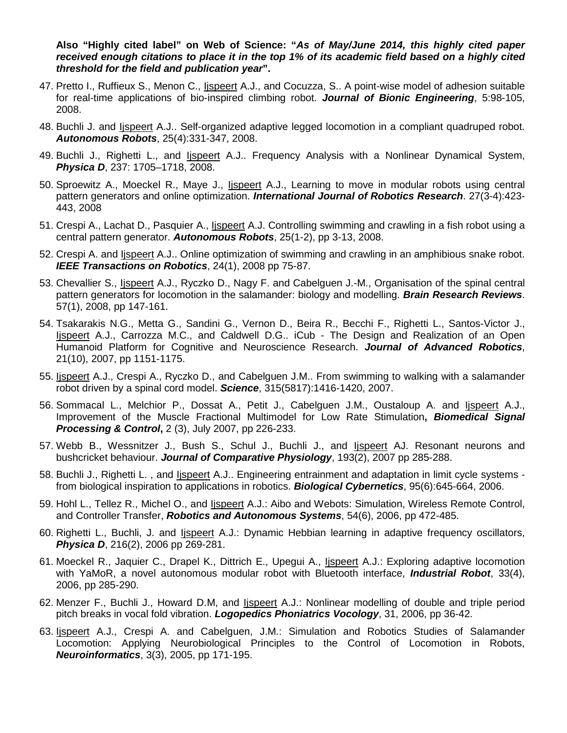**Also "Highly cited label" on Web of Science: "*As of May/June 2014, this highly cited paper received enough citations to place it in the top 1% of its academic field based on a highly cited threshold for the field and publication year*".**

47. Pretto I., Ruffieux S., Menon C., Ijspeert A.J., and Cocuzza, S.. A point-wise model of adhesion suitable for real-time applications of bio-inspired climbing robot. ***Journal of Bionic Engineering***, 5:98-105, 2008.
48. Buchli J. and Ijspeert A.J.. Self-organized adaptive legged locomotion in a compliant quadruped robot. ***Autonomous Robots***, 25(4):331-347, 2008.
49. Buchli J., Righetti L., and Ijspeert A.J.. Frequency Analysis with a Nonlinear Dynamical System, ***Physica D***, 237: 1705–1718, 2008.
50. Sproewitz A., Moeckel R., Maye J., Ijspeert A.J., Learning to move in modular robots using central pattern generators and online optimization. ***International Journal of Robotics Research***. 27(3-4):423-443, 2008
51. Crespi A., Lachat D., Pasquier A., Ijspeert A.J. Controlling swimming and crawling in a fish robot using a central pattern generator. ***Autonomous Robots***, 25(1-2), pp 3-13, 2008.
52. Crespi A. and Ijspeert A.J.. Online optimization of swimming and crawling in an amphibious snake robot. ***IEEE Transactions on Robotics***, 24(1), 2008 pp 75-87.
53. Chevallier S., Ijspeert A.J., Ryczko D., Nagy F. and Cabelguen J.-M., Organisation of the spinal central pattern generators for locomotion in the salamander: biology and modelling. ***Brain Research Reviews***. 57(1), 2008, pp 147-161.
54. Tsakarakis N.G., Metta G., Sandini G., Vernon D., Beira R., Becchi F., Righetti L., Santos-Victor J., Ijspeert A.J., Carrozza M.C., and Caldwell D.G.. iCub - The Design and Realization of an Open Humanoid Platform for Cognitive and Neuroscience Research. ***Journal of Advanced Robotics***, 21(10), 2007, pp 1151-1175.
55. Ijspeert A.J., Crespi A., Ryczko D., and Cabelguen J.M.. From swimming to walking with a salamander robot driven by a spinal cord model. ***Science***, 315(5817):1416-1420, 2007.
56. Sommacal L., Melchior P., Dossat A., Petit J., Cabelguen J.M., Oustaloup A. and Ijspeert A.J., Improvement of the Muscle Fractional Multimodel for Low Rate Stimulation**, *Biomedical Signal Processing & Control*,** 2 (3), July 2007, pp 226-233.
57. Webb B., Wessnitzer J., Bush S., Schul J., Buchli J., and Ijspeert AJ. Resonant neurons and bushcricket behaviour. ***Journal of Comparative Physiology***, 193(2), 2007 pp 285-288.
58. Buchli J., Righetti L. , and Ijspeert A.J.. Engineering entrainment and adaptation in limit cycle systems - from biological inspiration to applications in robotics. ***Biological Cybernetics***, 95(6):645-664, 2006.
59. Hohl L., Tellez R., Michel O., and Ijspeert A.J.: Aibo and Webots: Simulation, Wireless Remote Control, and Controller Transfer, ***Robotics and Autonomous Systems***, 54(6), 2006, pp 472-485.
60. Righetti L., Buchli, J. and Ijspeert A.J.: Dynamic Hebbian learning in adaptive frequency oscillators, ***Physica D***, 216(2), 2006 pp 269-281.
61. Moeckel R., Jaquier C., Drapel K., Dittrich E., Upegui A., Ijspeert A.J.: Exploring adaptive locomotion with YaMoR, a novel autonomous modular robot with Bluetooth interface, ***Industrial Robot***, 33(4), 2006, pp 285-290.
62. Menzer F., Buchli J., Howard D.M, and Ijspeert A.J.: Nonlinear modelling of double and triple period pitch breaks in vocal fold vibration. ***Logopedics Phoniatrics Vocology***, 31, 2006, pp 36-42.
63. Ijspeert A.J., Crespi A. and Cabelguen, J.M.: Simulation and Robotics Studies of Salamander Locomotion: Applying Neurobiological Principles to the Control of Locomotion in Robots, ***Neuroinformatics***, 3(3), 2005, pp 171-195.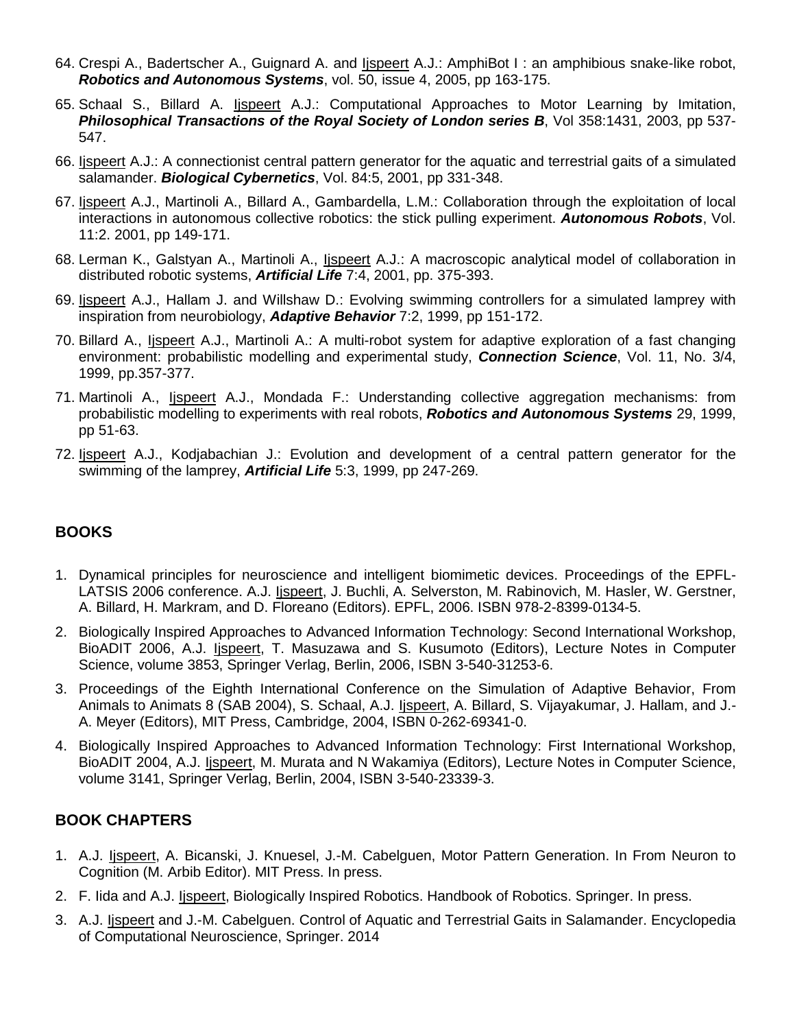64. Crespi A., Badertscher A., Guignard A. and Ijspeert A.J.: AmphiBot I : an amphibious snake-like robot, ***Robotics and Autonomous Systems***, vol. 50, issue 4, 2005, pp 163-175.
65. Schaal S., Billard A. Ijspeert A.J.: Computational Approaches to Motor Learning by Imitation, ***Philosophical Transactions of the Royal Society of London series B***, Vol 358:1431, 2003, pp 537-547.
66. Ijspeert A.J.: A connectionist central pattern generator for the aquatic and terrestrial gaits of a simulated salamander. ***Biological Cybernetics***, Vol. 84:5, 2001, pp 331-348.
67. Ijspeert A.J., Martinoli A., Billard A., Gambardella, L.M.: Collaboration through the exploitation of local interactions in autonomous collective robotics: the stick pulling experiment. ***Autonomous Robots***, Vol. 11:2. 2001, pp 149-171.
68. Lerman K., Galstyan A., Martinoli A., Ijspeert A.J.: A macroscopic analytical model of collaboration in distributed robotic systems, ***Artificial Life*** 7:4, 2001, pp. 375-393.
69. Ijspeert A.J., Hallam J. and Willshaw D.: Evolving swimming controllers for a simulated lamprey with inspiration from neurobiology, ***Adaptive Behavior*** 7:2, 1999, pp 151-172.
70. Billard A., Ijspeert A.J., Martinoli A.: A multi-robot system for adaptive exploration of a fast changing environment: probabilistic modelling and experimental study, ***Connection Science***, Vol. 11, No. 3/4, 1999, pp.357-377.
71. Martinoli A., Ijspeert A.J., Mondada F.: Understanding collective aggregation mechanisms: from probabilistic modelling to experiments with real robots, ***Robotics and Autonomous Systems*** 29, 1999, pp 51-63.
72. Ijspeert A.J., Kodjabachian J.: Evolution and development of a central pattern generator for the swimming of the lamprey, ***Artificial Life*** 5:3, 1999, pp 247-269.

## BOOKS

1. Dynamical principles for neuroscience and intelligent biomimetic devices. Proceedings of the EPFL-LATSIS 2006 conference. A.J. Ijspeert, J. Buchli, A. Selverston, M. Rabinovich, M. Hasler, W. Gerstner, A. Billard, H. Markram, and D. Floreano (Editors). EPFL, 2006. ISBN 978-2-8399-0134-5.
2. Biologically Inspired Approaches to Advanced Information Technology: Second International Workshop, BioADIT 2006, A.J. Ijspeert, T. Masuzawa and S. Kusumoto (Editors), Lecture Notes in Computer Science, volume 3853, Springer Verlag, Berlin, 2006, ISBN 3-540-31253-6.
3. Proceedings of the Eighth International Conference on the Simulation of Adaptive Behavior, From Animals to Animats 8 (SAB 2004), S. Schaal, A.J. Ijspeert, A. Billard, S. Vijayakumar, J. Hallam, and J.-A. Meyer (Editors), MIT Press, Cambridge, 2004, ISBN 0-262-69341-0.
4. Biologically Inspired Approaches to Advanced Information Technology: First International Workshop, BioADIT 2004, A.J. Ijspeert, M. Murata and N Wakamiya (Editors), Lecture Notes in Computer Science, volume 3141, Springer Verlag, Berlin, 2004, ISBN 3-540-23339-3.

## BOOK CHAPTERS

1. A.J. Ijspeert, A. Bicanski, J. Knuesel, J.-M. Cabelguen, Motor Pattern Generation. In From Neuron to Cognition (M. Arbib Editor). MIT Press. In press.
2. F. Iida and A.J. Ijspeert, Biologically Inspired Robotics. Handbook of Robotics. Springer. In press.
3. A.J. Ijspeert and J.-M. Cabelguen. Control of Aquatic and Terrestrial Gaits in Salamander. Encyclopedia of Computational Neuroscience, Springer. 2014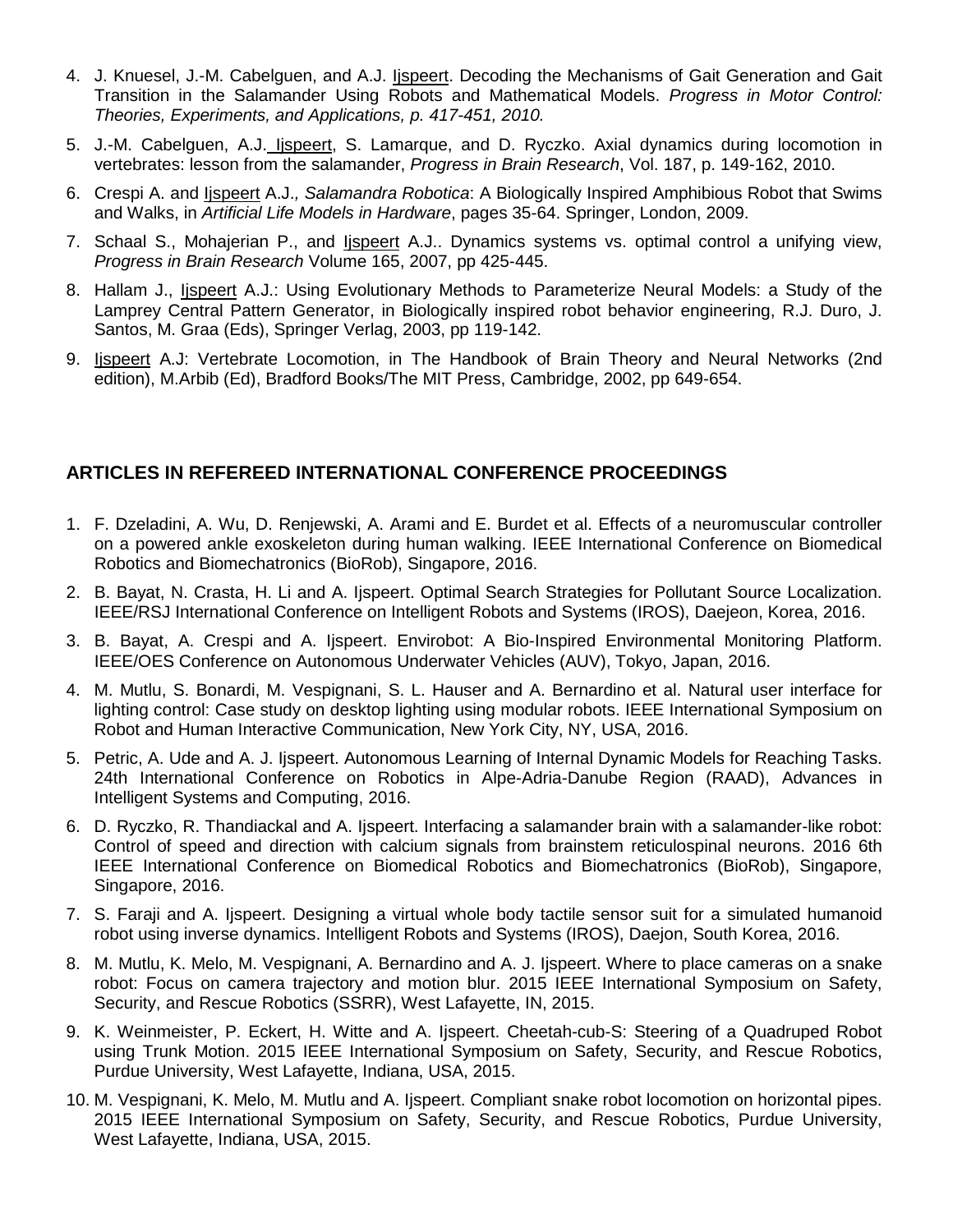4. J. Knuesel, J.-M. Cabelguen, and A.J. Ijspeert. Decoding the Mechanisms of Gait Generation and Gait Transition in the Salamander Using Robots and Mathematical Models. *Progress in Motor Control: Theories, Experiments, and Applications, p. 417-451, 2010.*

5. J.-M. Cabelguen, A.J. Ijspeert, S. Lamarque, and D. Ryczko. Axial dynamics during locomotion in vertebrates: lesson from the salamander, *Progress in Brain Research*, Vol. 187, p. 149-162, 2010.

6. Crespi A. and Ijspeert A.J., *Salamandra Robotica*: A Biologically Inspired Amphibious Robot that Swims and Walks, in *Artificial Life Models in Hardware*, pages 35-64. Springer, London, 2009.

7. Schaal S., Mohajerian P., and Ijspeert A.J.. Dynamics systems vs. optimal control a unifying view, *Progress in Brain Research* Volume 165, 2007, pp 425-445.

8. Hallam J., Ijspeert A.J.: Using Evolutionary Methods to Parameterize Neural Models: a Study of the Lamprey Central Pattern Generator, in Biologically inspired robot behavior engineering, R.J. Duro, J. Santos, M. Graa (Eds), Springer Verlag, 2003, pp 119-142.

9. Ijspeert A.J: Vertebrate Locomotion, in The Handbook of Brain Theory and Neural Networks (2nd edition), M.Arbib (Ed), Bradford Books/The MIT Press, Cambridge, 2002, pp 649-654.

## ARTICLES IN REFEREED INTERNATIONAL CONFERENCE PROCEEDINGS

1. F. Dzeladini, A. Wu, D. Renjewski, A. Arami and E. Burdet et al. Effects of a neuromuscular controller on a powered ankle exoskeleton during human walking. IEEE International Conference on Biomedical Robotics and Biomechatronics (BioRob), Singapore, 2016.

2. B. Bayat, N. Crasta, H. Li and A. Ijspeert. Optimal Search Strategies for Pollutant Source Localization. IEEE/RSJ International Conference on Intelligent Robots and Systems (IROS), Daejeon, Korea, 2016.

3. B. Bayat, A. Crespi and A. Ijspeert. Envirobot: A Bio-Inspired Environmental Monitoring Platform. IEEE/OES Conference on Autonomous Underwater Vehicles (AUV), Tokyo, Japan, 2016.

4. M. Mutlu, S. Bonardi, M. Vespignani, S. L. Hauser and A. Bernardino et al. Natural user interface for lighting control: Case study on desktop lighting using modular robots. IEEE International Symposium on Robot and Human Interactive Communication, New York City, NY, USA, 2016.

5. Petric, A. Ude and A. J. Ijspeert. Autonomous Learning of Internal Dynamic Models for Reaching Tasks. 24th International Conference on Robotics in Alpe-Adria-Danube Region (RAAD), Advances in Intelligent Systems and Computing, 2016.

6. D. Ryczko, R. Thandiackal and A. Ijspeert. Interfacing a salamander brain with a salamander-like robot: Control of speed and direction with calcium signals from brainstem reticulospinal neurons. 2016 6th IEEE International Conference on Biomedical Robotics and Biomechatronics (BioRob), Singapore, Singapore, 2016.

7. S. Faraji and A. Ijspeert. Designing a virtual whole body tactile sensor suit for a simulated humanoid robot using inverse dynamics. Intelligent Robots and Systems (IROS), Daejon, South Korea, 2016.

8. M. Mutlu, K. Melo, M. Vespignani, A. Bernardino and A. J. Ijspeert. Where to place cameras on a snake robot: Focus on camera trajectory and motion blur. 2015 IEEE International Symposium on Safety, Security, and Rescue Robotics (SSRR), West Lafayette, IN, 2015.

9. K. Weinmeister, P. Eckert, H. Witte and A. Ijspeert. Cheetah-cub-S: Steering of a Quadruped Robot using Trunk Motion. 2015 IEEE International Symposium on Safety, Security, and Rescue Robotics, Purdue University, West Lafayette, Indiana, USA, 2015.

10. M. Vespignani, K. Melo, M. Mutlu and A. Ijspeert. Compliant snake robot locomotion on horizontal pipes. 2015 IEEE International Symposium on Safety, Security, and Rescue Robotics, Purdue University, West Lafayette, Indiana, USA, 2015.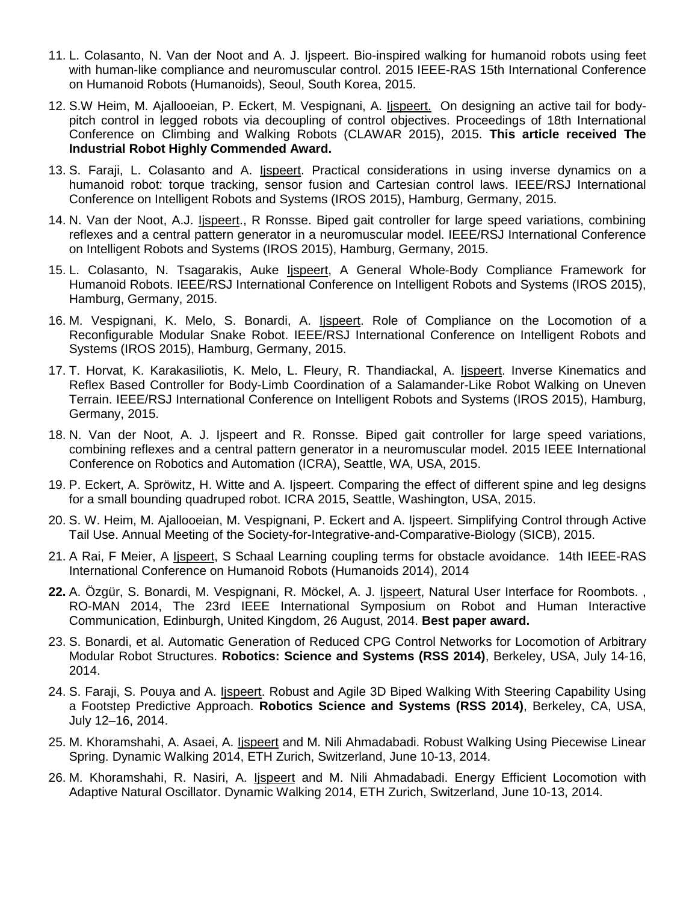11. L. Colasanto, N. Van der Noot and A. J. Ijspeert. Bio-inspired walking for humanoid robots using feet with human-like compliance and neuromuscular control. 2015 IEEE-RAS 15th International Conference on Humanoid Robots (Humanoids), Seoul, South Korea, 2015.

12. S.W Heim, M. Ajallooeian, P. Eckert, M. Vespignani, A. Ijspeert. On designing an active tail for body-pitch control in legged robots via decoupling of control objectives. Proceedings of 18th International Conference on Climbing and Walking Robots (CLAWAR 2015), 2015. **This article received The Industrial Robot Highly Commended Award.**

13. S. Faraji, L. Colasanto and A. Ijspeert. Practical considerations in using inverse dynamics on a humanoid robot: torque tracking, sensor fusion and Cartesian control laws. IEEE/RSJ International Conference on Intelligent Robots and Systems (IROS 2015), Hamburg, Germany, 2015.

14. N. Van der Noot, A.J. Ijspeert., R Ronsse. Biped gait controller for large speed variations, combining reflexes and a central pattern generator in a neuromuscular model. IEEE/RSJ International Conference on Intelligent Robots and Systems (IROS 2015), Hamburg, Germany, 2015.

15. L. Colasanto, N. Tsagarakis, Auke Ijspeert, A General Whole-Body Compliance Framework for Humanoid Robots. IEEE/RSJ International Conference on Intelligent Robots and Systems (IROS 2015), Hamburg, Germany, 2015.

16. M. Vespignani, K. Melo, S. Bonardi, A. Ijspeert. Role of Compliance on the Locomotion of a Reconfigurable Modular Snake Robot. IEEE/RSJ International Conference on Intelligent Robots and Systems (IROS 2015), Hamburg, Germany, 2015.

17. T. Horvat, K. Karakasiliotis, K. Melo, L. Fleury, R. Thandiackal, A. Ijspeert. Inverse Kinematics and Reflex Based Controller for Body-Limb Coordination of a Salamander-Like Robot Walking on Uneven Terrain. IEEE/RSJ International Conference on Intelligent Robots and Systems (IROS 2015), Hamburg, Germany, 2015.

18. N. Van der Noot, A. J. Ijspeert and R. Ronsse. Biped gait controller for large speed variations, combining reflexes and a central pattern generator in a neuromuscular model. 2015 IEEE International Conference on Robotics and Automation (ICRA), Seattle, WA, USA, 2015.

19. P. Eckert, A. Spröwitz, H. Witte and A. Ijspeert. Comparing the effect of different spine and leg designs for a small bounding quadruped robot. ICRA 2015, Seattle, Washington, USA, 2015.

20. S. W. Heim, M. Ajallooeian, M. Vespignani, P. Eckert and A. Ijspeert. Simplifying Control through Active Tail Use. Annual Meeting of the Society-for-Integrative-and-Comparative-Biology (SICB), 2015.

21. A Rai, F Meier, A Ijspeert, S Schaal Learning coupling terms for obstacle avoidance. 14th IEEE-RAS International Conference on Humanoid Robots (Humanoids 2014), 2014

22. A. Özgür, S. Bonardi, M. Vespignani, R. Möckel, A. J. Ijspeert, Natural User Interface for Roombots. , RO-MAN 2014, The 23rd IEEE International Symposium on Robot and Human Interactive Communication, Edinburgh, United Kingdom, 26 August, 2014. **Best paper award.**

23. S. Bonardi, et al. Automatic Generation of Reduced CPG Control Networks for Locomotion of Arbitrary Modular Robot Structures. **Robotics: Science and Systems (RSS 2014)**, Berkeley, USA, July 14-16, 2014.

24. S. Faraji, S. Pouya and A. Ijspeert. Robust and Agile 3D Biped Walking With Steering Capability Using a Footstep Predictive Approach. **Robotics Science and Systems (RSS 2014)**, Berkeley, CA, USA, July 12–16, 2014.

25. M. Khoramshahi, A. Asaei, A. Ijspeert and M. Nili Ahmadabadi. Robust Walking Using Piecewise Linear Spring. Dynamic Walking 2014, ETH Zurich, Switzerland, June 10-13, 2014.

26. M. Khoramshahi, R. Nasiri, A. Ijspeert and M. Nili Ahmadabadi. Energy Efficient Locomotion with Adaptive Natural Oscillator. Dynamic Walking 2014, ETH Zurich, Switzerland, June 10-13, 2014.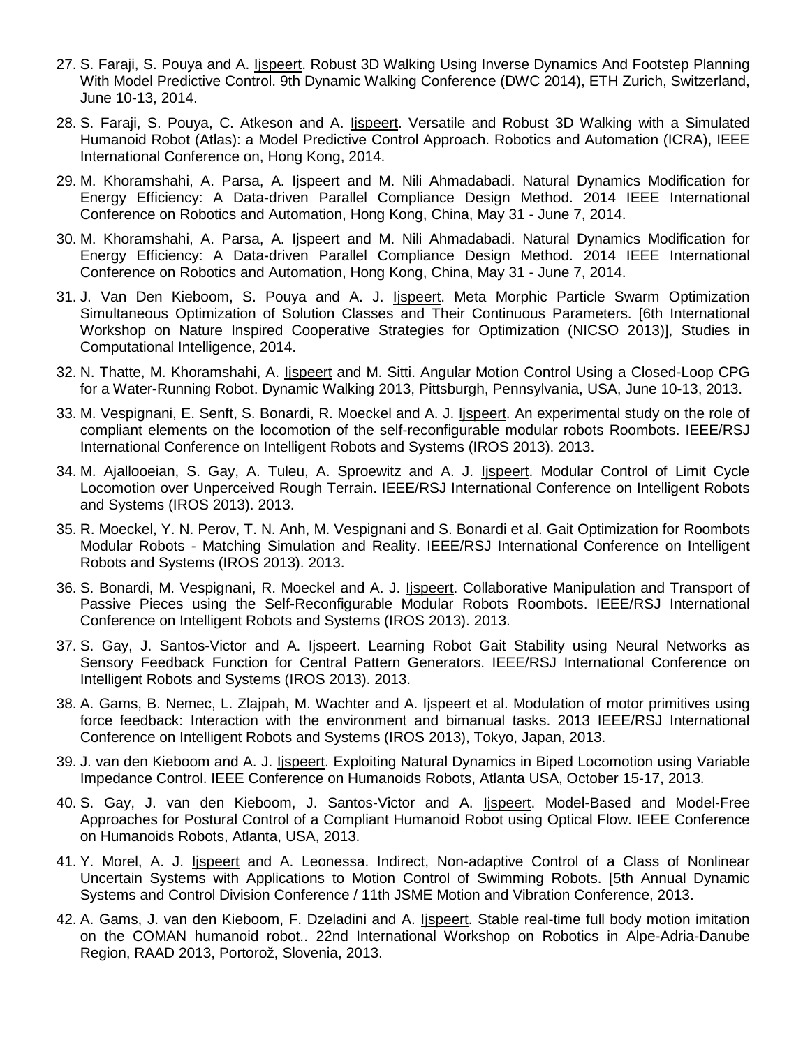27. S. Faraji, S. Pouya and A. Ijspeert. Robust 3D Walking Using Inverse Dynamics And Footstep Planning With Model Predictive Control. 9th Dynamic Walking Conference (DWC 2014), ETH Zurich, Switzerland, June 10-13, 2014.
28. S. Faraji, S. Pouya, C. Atkeson and A. Ijspeert. Versatile and Robust 3D Walking with a Simulated Humanoid Robot (Atlas): a Model Predictive Control Approach. Robotics and Automation (ICRA), IEEE International Conference on, Hong Kong, 2014.
29. M. Khoramshahi, A. Parsa, A. Ijspeert and M. Nili Ahmadabadi. Natural Dynamics Modification for Energy Efficiency: A Data-driven Parallel Compliance Design Method. 2014 IEEE International Conference on Robotics and Automation, Hong Kong, China, May 31 - June 7, 2014.
30. M. Khoramshahi, A. Parsa, A. Ijspeert and M. Nili Ahmadabadi. Natural Dynamics Modification for Energy Efficiency: A Data-driven Parallel Compliance Design Method. 2014 IEEE International Conference on Robotics and Automation, Hong Kong, China, May 31 - June 7, 2014.
31. J. Van Den Kieboom, S. Pouya and A. J. Ijspeert. Meta Morphic Particle Swarm Optimization Simultaneous Optimization of Solution Classes and Their Continuous Parameters. [6th International Workshop on Nature Inspired Cooperative Strategies for Optimization (NICSO 2013)], Studies in Computational Intelligence, 2014.
32. N. Thatte, M. Khoramshahi, A. Ijspeert and M. Sitti. Angular Motion Control Using a Closed-Loop CPG for a Water-Running Robot. Dynamic Walking 2013, Pittsburgh, Pennsylvania, USA, June 10-13, 2013.
33. M. Vespignani, E. Senft, S. Bonardi, R. Moeckel and A. J. Ijspeert. An experimental study on the role of compliant elements on the locomotion of the self-reconfigurable modular robots Roombots. IEEE/RSJ International Conference on Intelligent Robots and Systems (IROS 2013). 2013.
34. M. Ajallooeian, S. Gay, A. Tuleu, A. Sproewitz and A. J. Ijspeert. Modular Control of Limit Cycle Locomotion over Unperceived Rough Terrain. IEEE/RSJ International Conference on Intelligent Robots and Systems (IROS 2013). 2013.
35. R. Moeckel, Y. N. Perov, T. N. Anh, M. Vespignani and S. Bonardi et al. Gait Optimization for Roombots Modular Robots - Matching Simulation and Reality. IEEE/RSJ International Conference on Intelligent Robots and Systems (IROS 2013). 2013.
36. S. Bonardi, M. Vespignani, R. Moeckel and A. J. Ijspeert. Collaborative Manipulation and Transport of Passive Pieces using the Self-Reconfigurable Modular Robots Roombots. IEEE/RSJ International Conference on Intelligent Robots and Systems (IROS 2013). 2013.
37. S. Gay, J. Santos-Victor and A. Ijspeert. Learning Robot Gait Stability using Neural Networks as Sensory Feedback Function for Central Pattern Generators. IEEE/RSJ International Conference on Intelligent Robots and Systems (IROS 2013). 2013.
38. A. Gams, B. Nemec, L. Zlajpah, M. Wachter and A. Ijspeert et al. Modulation of motor primitives using force feedback: Interaction with the environment and bimanual tasks. 2013 IEEE/RSJ International Conference on Intelligent Robots and Systems (IROS 2013), Tokyo, Japan, 2013.
39. J. van den Kieboom and A. J. Ijspeert. Exploiting Natural Dynamics in Biped Locomotion using Variable Impedance Control. IEEE Conference on Humanoids Robots, Atlanta USA, October 15-17, 2013.
40. S. Gay, J. van den Kieboom, J. Santos-Victor and A. Ijspeert. Model-Based and Model-Free Approaches for Postural Control of a Compliant Humanoid Robot using Optical Flow. IEEE Conference on Humanoids Robots, Atlanta, USA, 2013.
41. Y. Morel, A. J. Ijspeert and A. Leonessa. Indirect, Non-adaptive Control of a Class of Nonlinear Uncertain Systems with Applications to Motion Control of Swimming Robots. [5th Annual Dynamic Systems and Control Division Conference / 11th JSME Motion and Vibration Conference, 2013.
42. A. Gams, J. van den Kieboom, F. Dzeladini and A. Ijspeert. Stable real-time full body motion imitation on the COMAN humanoid robot.. 22nd International Workshop on Robotics in Alpe-Adria-Danube Region, RAAD 2013, Portorož, Slovenia, 2013.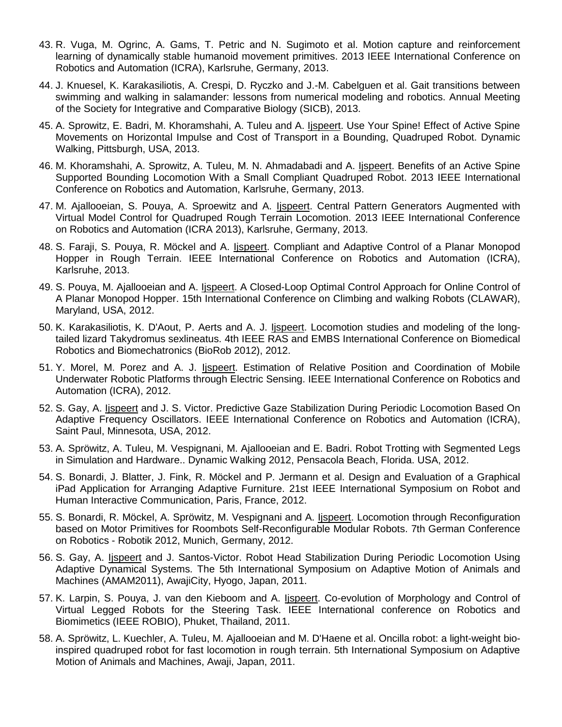43. R. Vuga, M. Ogrinc, A. Gams, T. Petric and N. Sugimoto et al. Motion capture and reinforcement learning of dynamically stable humanoid movement primitives. 2013 IEEE International Conference on Robotics and Automation (ICRA), Karlsruhe, Germany, 2013.

44. J. Knuesel, K. Karakasiliotis, A. Crespi, D. Ryczko and J.-M. Cabelguen et al. Gait transitions between swimming and walking in salamander: lessons from numerical modeling and robotics. Annual Meeting of the Society for Integrative and Comparative Biology (SICB), 2013.

45. A. Sprowitz, E. Badri, M. Khoramshahi, A. Tuleu and A. Ijspeert. Use Your Spine! Effect of Active Spine Movements on Horizontal Impulse and Cost of Transport in a Bounding, Quadruped Robot. Dynamic Walking, Pittsburgh, USA, 2013.

46. M. Khoramshahi, A. Sprowitz, A. Tuleu, M. N. Ahmadabadi and A. Ijspeert. Benefits of an Active Spine Supported Bounding Locomotion With a Small Compliant Quadruped Robot. 2013 IEEE International Conference on Robotics and Automation, Karlsruhe, Germany, 2013.

47. M. Ajallooeian, S. Pouya, A. Sproewitz and A. Ijspeert. Central Pattern Generators Augmented with Virtual Model Control for Quadruped Rough Terrain Locomotion. 2013 IEEE International Conference on Robotics and Automation (ICRA 2013), Karlsruhe, Germany, 2013.

48. S. Faraji, S. Pouya, R. Möckel and A. Ijspeert. Compliant and Adaptive Control of a Planar Monopod Hopper in Rough Terrain. IEEE International Conference on Robotics and Automation (ICRA), Karlsruhe, 2013.

49. S. Pouya, M. Ajallooeian and A. Ijspeert. A Closed-Loop Optimal Control Approach for Online Control of A Planar Monopod Hopper. 15th International Conference on Climbing and walking Robots (CLAWAR), Maryland, USA, 2012.

50. K. Karakasiliotis, K. D'Aout, P. Aerts and A. J. Ijspeert. Locomotion studies and modeling of the long-tailed lizard Takydromus sexlineatus. 4th IEEE RAS and EMBS International Conference on Biomedical Robotics and Biomechatronics (BioRob 2012), 2012.

51. Y. Morel, M. Porez and A. J. Ijspeert. Estimation of Relative Position and Coordination of Mobile Underwater Robotic Platforms through Electric Sensing. IEEE International Conference on Robotics and Automation (ICRA), 2012.

52. S. Gay, A. Ijspeert and J. S. Victor. Predictive Gaze Stabilization During Periodic Locomotion Based On Adaptive Frequency Oscillators. IEEE International Conference on Robotics and Automation (ICRA), Saint Paul, Minnesota, USA, 2012.

53. A. Spröwitz, A. Tuleu, M. Vespignani, M. Ajallooeian and E. Badri. Robot Trotting with Segmented Legs in Simulation and Hardware.. Dynamic Walking 2012, Pensacola Beach, Florida. USA, 2012.

54. S. Bonardi, J. Blatter, J. Fink, R. Möckel and P. Jermann et al. Design and Evaluation of a Graphical iPad Application for Arranging Adaptive Furniture. 21st IEEE International Symposium on Robot and Human Interactive Communication, Paris, France, 2012.

55. S. Bonardi, R. Möckel, A. Spröwitz, M. Vespignani and A. Ijspeert. Locomotion through Reconfiguration based on Motor Primitives for Roombots Self-Reconfigurable Modular Robots. 7th German Conference on Robotics - Robotik 2012, Munich, Germany, 2012.

56. S. Gay, A. Ijspeert and J. Santos-Victor. Robot Head Stabilization During Periodic Locomotion Using Adaptive Dynamical Systems. The 5th International Symposium on Adaptive Motion of Animals and Machines (AMAM2011), AwajiCity, Hyogo, Japan, 2011.

57. K. Larpin, S. Pouya, J. van den Kieboom and A. Ijspeert. Co-evolution of Morphology and Control of Virtual Legged Robots for the Steering Task. IEEE International conference on Robotics and Biomimetics (IEEE ROBIO), Phuket, Thailand, 2011.

58. A. Spröwitz, L. Kuechler, A. Tuleu, M. Ajallooeian and M. D'Haene et al. Oncilla robot: a light-weight bio-inspired quadruped robot for fast locomotion in rough terrain. 5th International Symposium on Adaptive Motion of Animals and Machines, Awaji, Japan, 2011.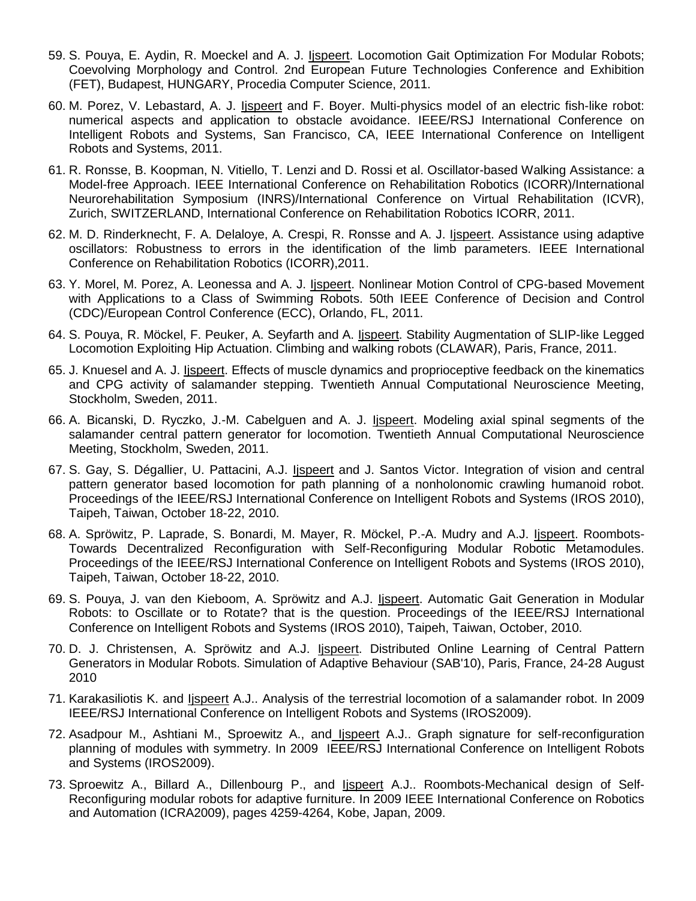59. S. Pouya, E. Aydin, R. Moeckel and A. J. Ijspeert. Locomotion Gait Optimization For Modular Robots; Coevolving Morphology and Control. 2nd European Future Technologies Conference and Exhibition (FET), Budapest, HUNGARY, Procedia Computer Science, 2011.

60. M. Porez, V. Lebastard, A. J. Ijspeert and F. Boyer. Multi-physics model of an electric fish-like robot: numerical aspects and application to obstacle avoidance. IEEE/RSJ International Conference on Intelligent Robots and Systems, San Francisco, CA, IEEE International Conference on Intelligent Robots and Systems, 2011.

61. R. Ronsse, B. Koopman, N. Vitiello, T. Lenzi and D. Rossi et al. Oscillator-based Walking Assistance: a Model-free Approach. IEEE International Conference on Rehabilitation Robotics (ICORR)/International Neurorehabilitation Symposium (INRS)/International Conference on Virtual Rehabilitation (ICVR), Zurich, SWITZERLAND, International Conference on Rehabilitation Robotics ICORR, 2011.

62. M. D. Rinderknecht, F. A. Delaloye, A. Crespi, R. Ronsse and A. J. Ijspeert. Assistance using adaptive oscillators: Robustness to errors in the identification of the limb parameters. IEEE International Conference on Rehabilitation Robotics (ICORR),2011.

63. Y. Morel, M. Porez, A. Leonessa and A. J. Ijspeert. Nonlinear Motion Control of CPG-based Movement with Applications to a Class of Swimming Robots. 50th IEEE Conference of Decision and Control (CDC)/European Control Conference (ECC), Orlando, FL, 2011.

64. S. Pouya, R. Möckel, F. Peuker, A. Seyfarth and A. Ijspeert. Stability Augmentation of SLIP-like Legged Locomotion Exploiting Hip Actuation. Climbing and walking robots (CLAWAR), Paris, France, 2011.

65. J. Knuesel and A. J. Ijspeert. Effects of muscle dynamics and proprioceptive feedback on the kinematics and CPG activity of salamander stepping. Twentieth Annual Computational Neuroscience Meeting, Stockholm, Sweden, 2011.

66. A. Bicanski, D. Ryczko, J.-M. Cabelguen and A. J. Ijspeert. Modeling axial spinal segments of the salamander central pattern generator for locomotion. Twentieth Annual Computational Neuroscience Meeting, Stockholm, Sweden, 2011.

67. S. Gay, S. Dégallier, U. Pattacini, A.J. Ijspeert and J. Santos Victor. Integration of vision and central pattern generator based locomotion for path planning of a nonholonomic crawling humanoid robot. Proceedings of the IEEE/RSJ International Conference on Intelligent Robots and Systems (IROS 2010), Taipeh, Taiwan, October 18-22, 2010.

68. A. Spröwitz, P. Laprade, S. Bonardi, M. Mayer, R. Möckel, P.-A. Mudry and A.J. Ijspeert. Roombots-Towards Decentralized Reconfiguration with Self-Reconfiguring Modular Robotic Metamodules. Proceedings of the IEEE/RSJ International Conference on Intelligent Robots and Systems (IROS 2010), Taipeh, Taiwan, October 18-22, 2010.

69. S. Pouya, J. van den Kieboom, A. Spröwitz and A.J. Ijspeert. Automatic Gait Generation in Modular Robots: to Oscillate or to Rotate? that is the question. Proceedings of the IEEE/RSJ International Conference on Intelligent Robots and Systems (IROS 2010), Taipeh, Taiwan, October, 2010.

70. D. J. Christensen, A. Spröwitz and A.J. Ijspeert. Distributed Online Learning of Central Pattern Generators in Modular Robots. Simulation of Adaptive Behaviour (SAB'10), Paris, France, 24-28 August 2010

71. Karakasiliotis K. and Ijspeert A.J.. Analysis of the terrestrial locomotion of a salamander robot. In 2009 IEEE/RSJ International Conference on Intelligent Robots and Systems (IROS2009).

72. Asadpour M., Ashtiani M., Sproewitz A., and Ijspeert A.J.. Graph signature for self-reconfiguration planning of modules with symmetry. In 2009 IEEE/RSJ International Conference on Intelligent Robots and Systems (IROS2009).

73. Sproewitz A., Billard A., Dillenbourg P., and Ijspeert A.J.. Roombots-Mechanical design of Self-Reconfiguring modular robots for adaptive furniture. In 2009 IEEE International Conference on Robotics and Automation (ICRA2009), pages 4259-4264, Kobe, Japan, 2009.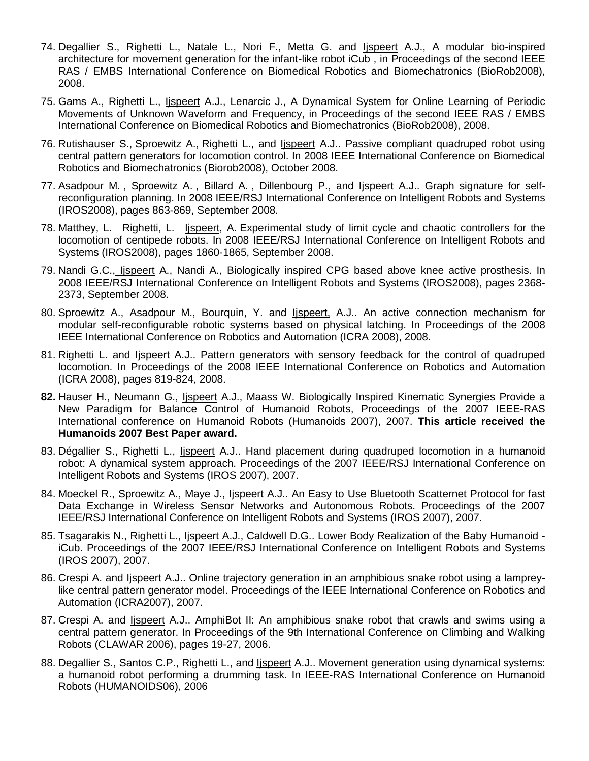74. Degallier S., Righetti L., Natale L., Nori F., Metta G. and Ijspeert A.J., A modular bio-inspired architecture for movement generation for the infant-like robot iCub , in Proceedings of the second IEEE RAS / EMBS International Conference on Biomedical Robotics and Biomechatronics (BioRob2008), 2008.

75. Gams A., Righetti L., Ijspeert A.J., Lenarcic J., A Dynamical System for Online Learning of Periodic Movements of Unknown Waveform and Frequency, in Proceedings of the second IEEE RAS / EMBS International Conference on Biomedical Robotics and Biomechatronics (BioRob2008), 2008.

76. Rutishauser S., Sproewitz A., Righetti L., and Ijspeert A.J.. Passive compliant quadruped robot using central pattern generators for locomotion control. In 2008 IEEE International Conference on Biomedical Robotics and Biomechatronics (Biorob2008), October 2008.

77. Asadpour M. , Sproewitz A. , Billard A. , Dillenbourg P., and Ijspeert A.J.. Graph signature for self-reconfiguration planning. In 2008 IEEE/RSJ International Conference on Intelligent Robots and Systems (IROS2008), pages 863-869, September 2008.

78. Matthey, L. Righetti, L. Ijspeert, A. Experimental study of limit cycle and chaotic controllers for the locomotion of centipede robots. In 2008 IEEE/RSJ International Conference on Intelligent Robots and Systems (IROS2008), pages 1860-1865, September 2008.

79. Nandi G.C., Ijspeert A., Nandi A., Biologically inspired CPG based above knee active prosthesis. In 2008 IEEE/RSJ International Conference on Intelligent Robots and Systems (IROS2008), pages 2368-2373, September 2008.

80. Sproewitz A., Asadpour M., Bourquin, Y. and Ijspeert, A.J.. An active connection mechanism for modular self-reconfigurable robotic systems based on physical latching. In Proceedings of the 2008 IEEE International Conference on Robotics and Automation (ICRA 2008), 2008.

81. Righetti L. and Ijspeert A.J.. Pattern generators with sensory feedback for the control of quadruped locomotion. In Proceedings of the 2008 IEEE International Conference on Robotics and Automation (ICRA 2008), pages 819-824, 2008.

**82.** Hauser H., Neumann G., Ijspeert A.J., Maass W. Biologically Inspired Kinematic Synergies Provide a New Paradigm for Balance Control of Humanoid Robots, Proceedings of the 2007 IEEE-RAS International conference on Humanoid Robots (Humanoids 2007), 2007. **This article received the Humanoids 2007 Best Paper award.**

83. Dégallier S., Righetti L., Ijspeert A.J.. Hand placement during quadruped locomotion in a humanoid robot: A dynamical system approach. Proceedings of the 2007 IEEE/RSJ International Conference on Intelligent Robots and Systems (IROS 2007), 2007.

84. Moeckel R., Sproewitz A., Maye J., Ijspeert A.J.. An Easy to Use Bluetooth Scatternet Protocol for fast Data Exchange in Wireless Sensor Networks and Autonomous Robots. Proceedings of the 2007 IEEE/RSJ International Conference on Intelligent Robots and Systems (IROS 2007), 2007.

85. Tsagarakis N., Righetti L., Ijspeert A.J., Caldwell D.G.. Lower Body Realization of the Baby Humanoid - iCub. Proceedings of the 2007 IEEE/RSJ International Conference on Intelligent Robots and Systems (IROS 2007), 2007.

86. Crespi A. and Ijspeert A.J.. Online trajectory generation in an amphibious snake robot using a lamprey-like central pattern generator model. Proceedings of the IEEE International Conference on Robotics and Automation (ICRA2007), 2007.

87. Crespi A. and Ijspeert A.J.. AmphiBot II: An amphibious snake robot that crawls and swims using a central pattern generator. In Proceedings of the 9th International Conference on Climbing and Walking Robots (CLAWAR 2006), pages 19-27, 2006.

88. Degallier S., Santos C.P., Righetti L., and Ijspeert A.J.. Movement generation using dynamical systems: a humanoid robot performing a drumming task. In IEEE-RAS International Conference on Humanoid Robots (HUMANOIDS06), 2006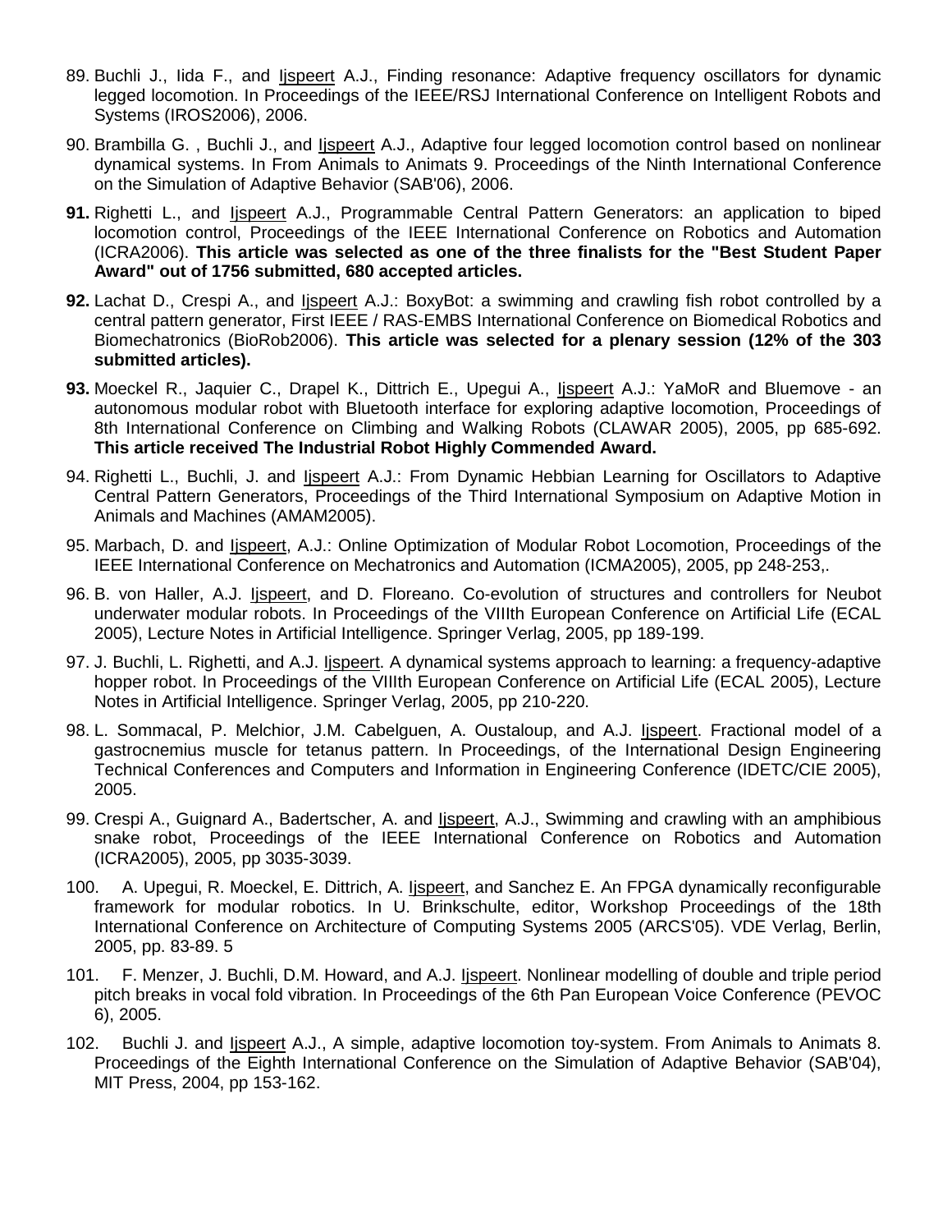89. Buchli J., Iida F., and Ijspeert A.J., Finding resonance: Adaptive frequency oscillators for dynamic legged locomotion. In Proceedings of the IEEE/RSJ International Conference on Intelligent Robots and Systems (IROS2006), 2006.

90. Brambilla G. , Buchli J., and Ijspeert A.J., Adaptive four legged locomotion control based on nonlinear dynamical systems. In From Animals to Animats 9. Proceedings of the Ninth International Conference on the Simulation of Adaptive Behavior (SAB'06), 2006.

**91.** Righetti L., and Ijspeert A.J., Programmable Central Pattern Generators: an application to biped locomotion control, Proceedings of the IEEE International Conference on Robotics and Automation (ICRA2006). **This article was selected as one of the three finalists for the "Best Student Paper Award" out of 1756 submitted, 680 accepted articles.**

**92.** Lachat D., Crespi A., and Ijspeert A.J.: BoxyBot: a swimming and crawling fish robot controlled by a central pattern generator, First IEEE / RAS-EMBS International Conference on Biomedical Robotics and Biomechatronics (BioRob2006). **This article was selected for a plenary session (12% of the 303 submitted articles).**

**93.** Moeckel R., Jaquier C., Drapel K., Dittrich E., Upegui A., Ijspeert A.J.: YaMoR and Bluemove - an autonomous modular robot with Bluetooth interface for exploring adaptive locomotion, Proceedings of 8th International Conference on Climbing and Walking Robots (CLAWAR 2005), 2005, pp 685-692. **This article received The Industrial Robot Highly Commended Award.**

94. Righetti L., Buchli, J. and Ijspeert A.J.: From Dynamic Hebbian Learning for Oscillators to Adaptive Central Pattern Generators, Proceedings of the Third International Symposium on Adaptive Motion in Animals and Machines (AMAM2005).

95. Marbach, D. and Ijspeert, A.J.: Online Optimization of Modular Robot Locomotion, Proceedings of the IEEE International Conference on Mechatronics and Automation (ICMA2005), 2005, pp 248-253,.

96. B. von Haller, A.J. Ijspeert, and D. Floreano. Co-evolution of structures and controllers for Neubot underwater modular robots. In Proceedings of the VIIIth European Conference on Artificial Life (ECAL 2005), Lecture Notes in Artificial Intelligence. Springer Verlag, 2005, pp 189-199.

97. J. Buchli, L. Righetti, and A.J. Ijspeert. A dynamical systems approach to learning: a frequency-adaptive hopper robot. In Proceedings of the VIIIth European Conference on Artificial Life (ECAL 2005), Lecture Notes in Artificial Intelligence. Springer Verlag, 2005, pp 210-220.

98. L. Sommacal, P. Melchior, J.M. Cabelguen, A. Oustaloup, and A.J. Ijspeert. Fractional model of a gastrocnemius muscle for tetanus pattern. In Proceedings, of the International Design Engineering Technical Conferences and Computers and Information in Engineering Conference (IDETC/CIE 2005), 2005.

99. Crespi A., Guignard A., Badertscher, A. and Ijspeert, A.J., Swimming and crawling with an amphibious snake robot, Proceedings of the IEEE International Conference on Robotics and Automation (ICRA2005), 2005, pp 3035-3039.

100. A. Upegui, R. Moeckel, E. Dittrich, A. Ijspeert, and Sanchez E. An FPGA dynamically reconfigurable framework for modular robotics. In U. Brinkschulte, editor, Workshop Proceedings of the 18th International Conference on Architecture of Computing Systems 2005 (ARCS'05). VDE Verlag, Berlin, 2005, pp. 83-89. 5

101. F. Menzer, J. Buchli, D.M. Howard, and A.J. Ijspeert. Nonlinear modelling of double and triple period pitch breaks in vocal fold vibration. In Proceedings of the 6th Pan European Voice Conference (PEVOC 6), 2005.

102. Buchli J. and Ijspeert A.J., A simple, adaptive locomotion toy-system. From Animals to Animats 8. Proceedings of the Eighth International Conference on the Simulation of Adaptive Behavior (SAB'04), MIT Press, 2004, pp 153-162.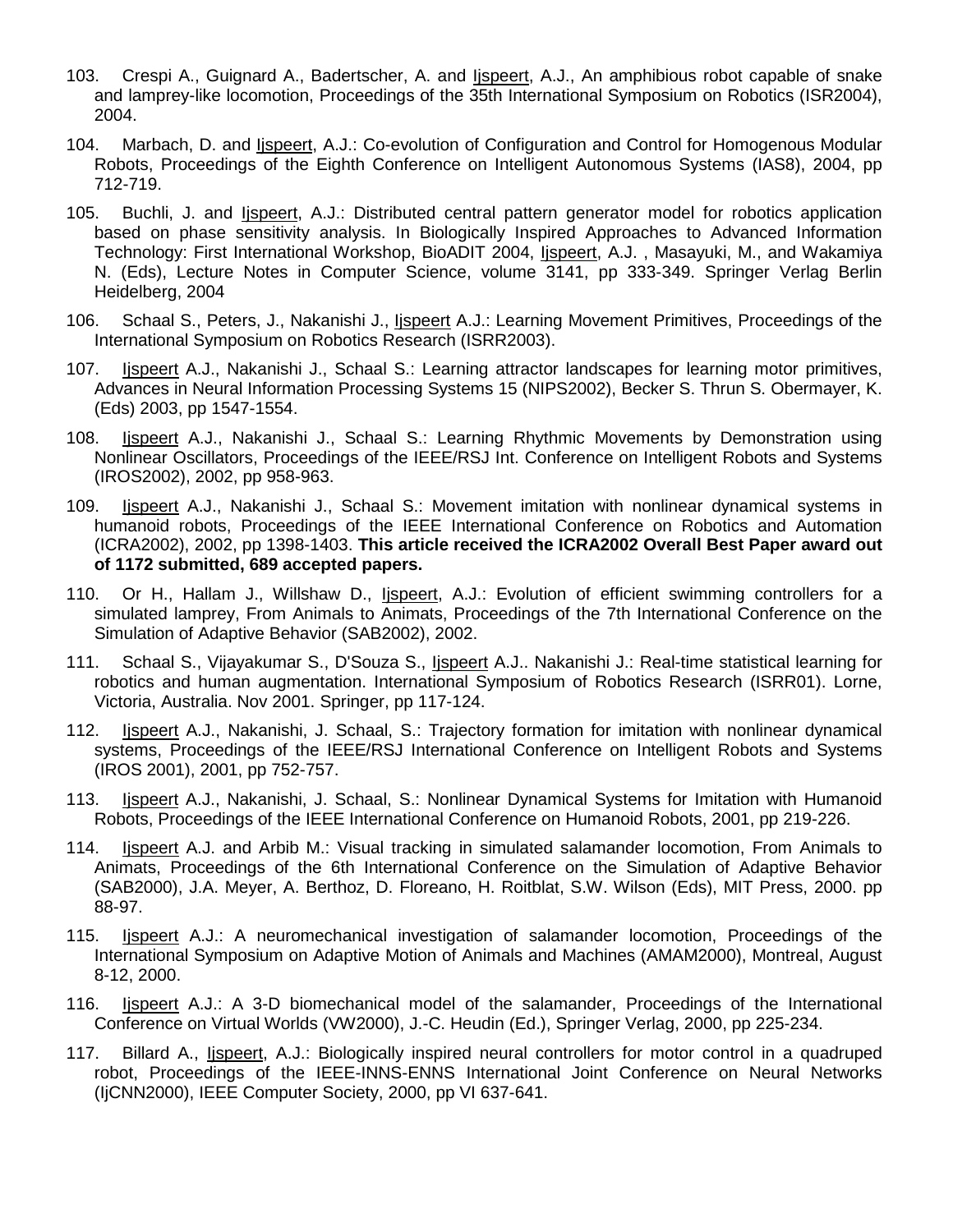103. Crespi A., Guignard A., Badertscher, A. and Ijspeert, A.J., An amphibious robot capable of snake and lamprey-like locomotion, Proceedings of the 35th International Symposium on Robotics (ISR2004), 2004.

104. Marbach, D. and Ijspeert, A.J.: Co-evolution of Configuration and Control for Homogenous Modular Robots, Proceedings of the Eighth Conference on Intelligent Autonomous Systems (IAS8), 2004, pp 712-719.

105. Buchli, J. and Ijspeert, A.J.: Distributed central pattern generator model for robotics application based on phase sensitivity analysis. In Biologically Inspired Approaches to Advanced Information Technology: First International Workshop, BioADIT 2004, Ijspeert, A.J. , Masayuki, M., and Wakamiya N. (Eds), Lecture Notes in Computer Science, volume 3141, pp 333-349. Springer Verlag Berlin Heidelberg, 2004

106. Schaal S., Peters, J., Nakanishi J., Ijspeert A.J.: Learning Movement Primitives, Proceedings of the International Symposium on Robotics Research (ISRR2003).

107. Ijspeert A.J., Nakanishi J., Schaal S.: Learning attractor landscapes for learning motor primitives, Advances in Neural Information Processing Systems 15 (NIPS2002), Becker S. Thrun S. Obermayer, K. (Eds) 2003, pp 1547-1554.

108. Ijspeert A.J., Nakanishi J., Schaal S.: Learning Rhythmic Movements by Demonstration using Nonlinear Oscillators, Proceedings of the IEEE/RSJ Int. Conference on Intelligent Robots and Systems (IROS2002), 2002, pp 958-963.

109. Ijspeert A.J., Nakanishi J., Schaal S.: Movement imitation with nonlinear dynamical systems in humanoid robots, Proceedings of the IEEE International Conference on Robotics and Automation (ICRA2002), 2002, pp 1398-1403. **This article received the ICRA2002 Overall Best Paper award out of 1172 submitted, 689 accepted papers.**

110. Or H., Hallam J., Willshaw D., Ijspeert, A.J.: Evolution of efficient swimming controllers for a simulated lamprey, From Animals to Animats, Proceedings of the 7th International Conference on the Simulation of Adaptive Behavior (SAB2002), 2002.

111. Schaal S., Vijayakumar S., D'Souza S., Ijspeert A.J.. Nakanishi J.: Real-time statistical learning for robotics and human augmentation. International Symposium of Robotics Research (ISRR01). Lorne, Victoria, Australia. Nov 2001. Springer, pp 117-124.

112. Ijspeert A.J., Nakanishi, J. Schaal, S.: Trajectory formation for imitation with nonlinear dynamical systems, Proceedings of the IEEE/RSJ International Conference on Intelligent Robots and Systems (IROS 2001), 2001, pp 752-757.

113. Ijspeert A.J., Nakanishi, J. Schaal, S.: Nonlinear Dynamical Systems for Imitation with Humanoid Robots, Proceedings of the IEEE International Conference on Humanoid Robots, 2001, pp 219-226.

114. Ijspeert A.J. and Arbib M.: Visual tracking in simulated salamander locomotion, From Animals to Animats, Proceedings of the 6th International Conference on the Simulation of Adaptive Behavior (SAB2000), J.A. Meyer, A. Berthoz, D. Floreano, H. Roitblat, S.W. Wilson (Eds), MIT Press, 2000. pp 88-97.

115. Ijspeert A.J.: A neuromechanical investigation of salamander locomotion, Proceedings of the International Symposium on Adaptive Motion of Animals and Machines (AMAM2000), Montreal, August 8-12, 2000.

116. Ijspeert A.J.: A 3-D biomechanical model of the salamander, Proceedings of the International Conference on Virtual Worlds (VW2000), J.-C. Heudin (Ed.), Springer Verlag, 2000, pp 225-234.

117. Billard A., Ijspeert, A.J.: Biologically inspired neural controllers for motor control in a quadruped robot, Proceedings of the IEEE-INNS-ENNS International Joint Conference on Neural Networks (IjCNN2000), IEEE Computer Society, 2000, pp VI 637-641.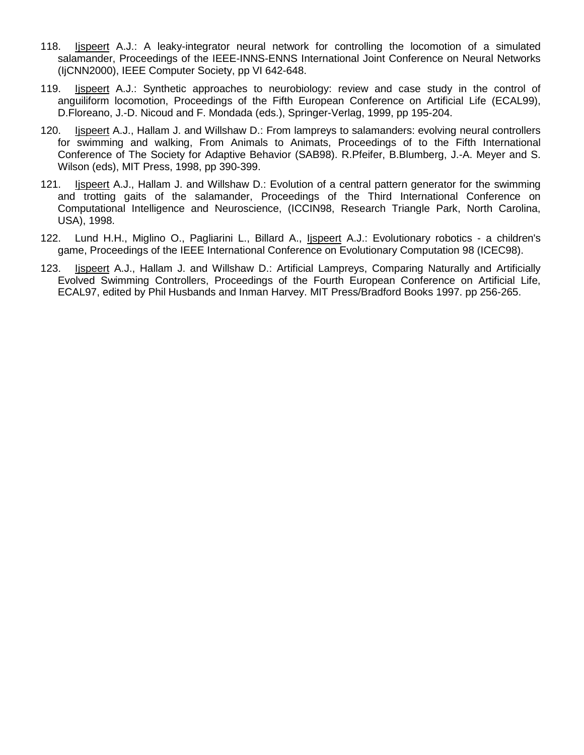118. Ijspeert A.J.: A leaky-integrator neural network for controlling the locomotion of a simulated salamander, Proceedings of the IEEE-INNS-ENNS International Joint Conference on Neural Networks (IjCNN2000), IEEE Computer Society, pp VI 642-648.

119. Ijspeert A.J.: Synthetic approaches to neurobiology: review and case study in the control of anguiliform locomotion, Proceedings of the Fifth European Conference on Artificial Life (ECAL99), D.Floreano, J.-D. Nicoud and F. Mondada (eds.), Springer-Verlag, 1999, pp 195-204.

120. Ijspeert A.J., Hallam J. and Willshaw D.: From lampreys to salamanders: evolving neural controllers for swimming and walking, From Animals to Animats, Proceedings of to the Fifth International Conference of The Society for Adaptive Behavior (SAB98). R.Pfeifer, B.Blumberg, J.-A. Meyer and S. Wilson (eds), MIT Press, 1998, pp 390-399.

121. Ijspeert A.J., Hallam J. and Willshaw D.: Evolution of a central pattern generator for the swimming and trotting gaits of the salamander, Proceedings of the Third International Conference on Computational Intelligence and Neuroscience, (ICCIN98, Research Triangle Park, North Carolina, USA), 1998.

122. Lund H.H., Miglino O., Pagliarini L., Billard A., Ijspeert A.J.: Evolutionary robotics - a children's game, Proceedings of the IEEE International Conference on Evolutionary Computation 98 (ICEC98).

123. Ijspeert A.J., Hallam J. and Willshaw D.: Artificial Lampreys, Comparing Naturally and Artificially Evolved Swimming Controllers, Proceedings of the Fourth European Conference on Artificial Life, ECAL97, edited by Phil Husbands and Inman Harvey. MIT Press/Bradford Books 1997. pp 256-265.